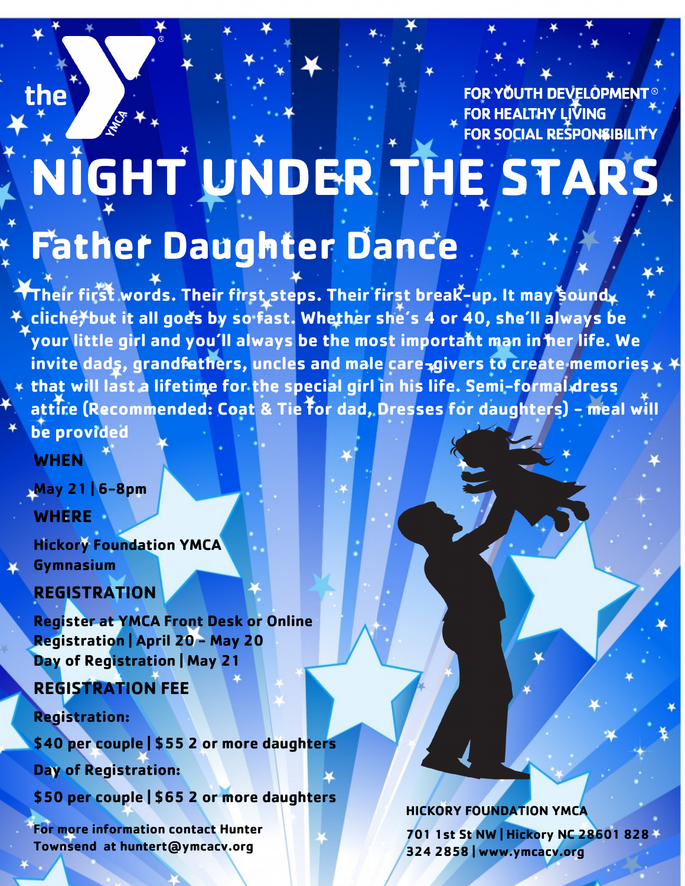the YMCA

FOR YOUTH DEVELOPMENT®
FOR HEALTHY LIVING
FOR SOCIAL RESPONSIBILITY

# NIGHT UNDER THE STARS

## Father Daughter Dance

**Their first words. Their first steps. Their first break-up. It may sound cliché, but it all goes by so fast. Whether she's 4 or 40, she'll always be your little girl and you'll always be the most important man in her life. We invite dads, grandfathers, uncles and male care-givers to create memories that will last a lifetime for the special girl in his life. Semi-formal dress attire (Recommended: Coat & Tie for dad, Dresses for daughters) – meal will be provided**

### WHEN

**May 21 | 6-8pm**

### WHERE

**Hickory Foundation YMCA Gymnasium**

### REGISTRATION

**Register at YMCA Front Desk or Online**
**Registration | April 20 – May 20**
**Day of Registration | May 21**

### REGISTRATION FEE

**Registration:**

**$40 per couple | $55 2 or more daughters**

**Day of Registration:**

**$50 per couple | $65 2 or more daughters**

**For more information contact Hunter Townsend at huntert@ymcacv.org**

**HICKORY FOUNDATION YMCA**

**701 1st St NW | Hickory NC 28601 828 324 2858 | www.ymcacv.org**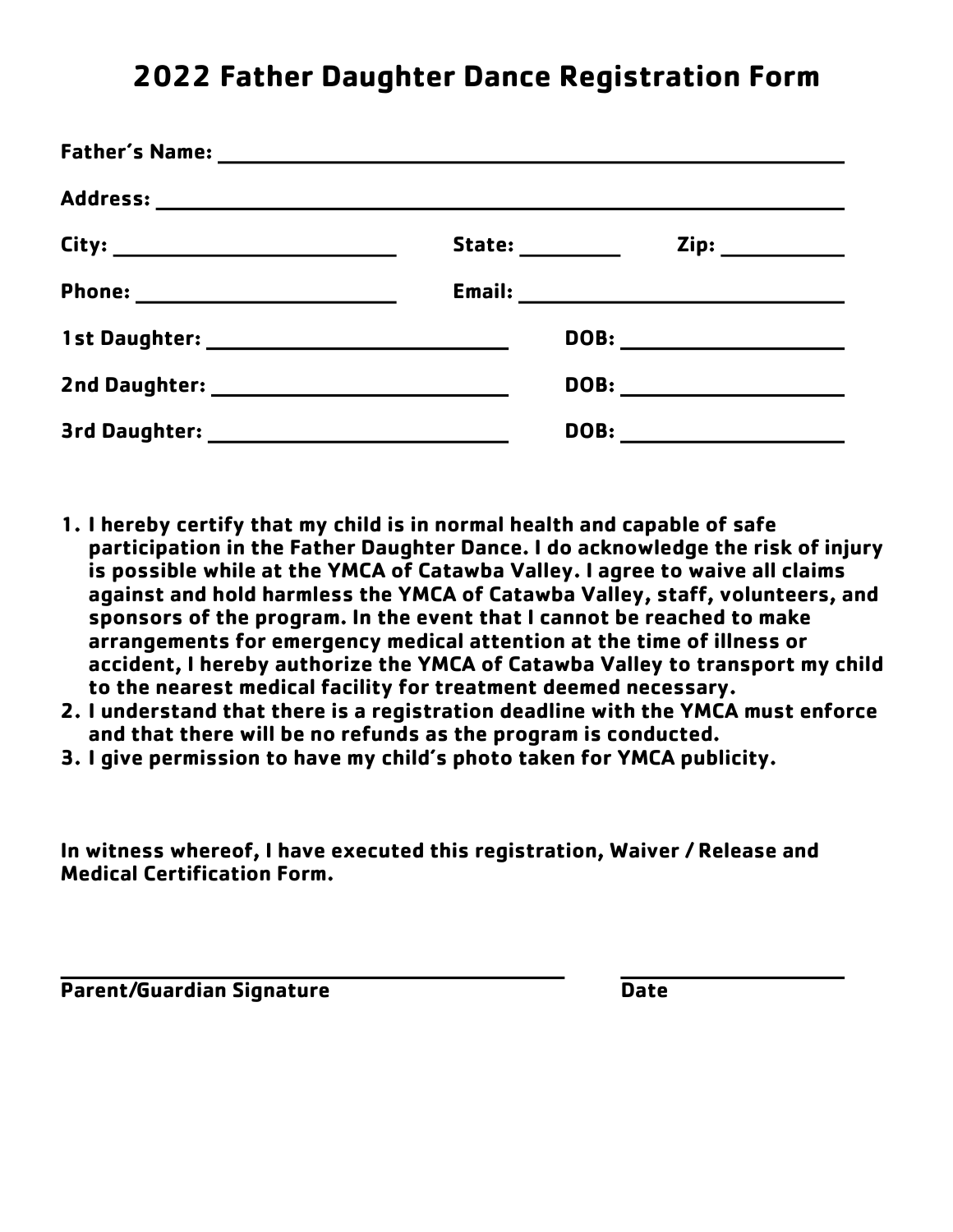# 2022 Father Daughter Dance Registration Form

**Father's Name:** ____________________________________________

**Address:** ____________________________________________

**City:** ______________________ **State:** ________ **Zip:** __________

**Phone:** ______________________ **Email:** ______________________

**1st Daughter:** ______________________ **DOB:** ________________

**2nd Daughter:** ______________________ **DOB:** ________________

**3rd Daughter:** ______________________ **DOB:** ________________

1. **I hereby certify that my child is in normal health and capable of safe participation in the Father Daughter Dance. I do acknowledge the risk of injury is possible while at the YMCA of Catawba Valley. I agree to waive all claims against and hold harmless the YMCA of Catawba Valley, staff, volunteers, and sponsors of the program. In the event that I cannot be reached to make arrangements for emergency medical attention at the time of illness or accident, I hereby authorize the YMCA of Catawba Valley to transport my child to the nearest medical facility for treatment deemed necessary.**
2. **I understand that there is a registration deadline with the YMCA must enforce and that there will be no refunds as the program is conducted.**
3. **I give permission to have my child's photo taken for YMCA publicity.**

**In witness whereof, I have executed this registration, Waiver / Release and Medical Certification Form.**

______________________________________ ________________

**Parent/Guardian Signature** **Date**